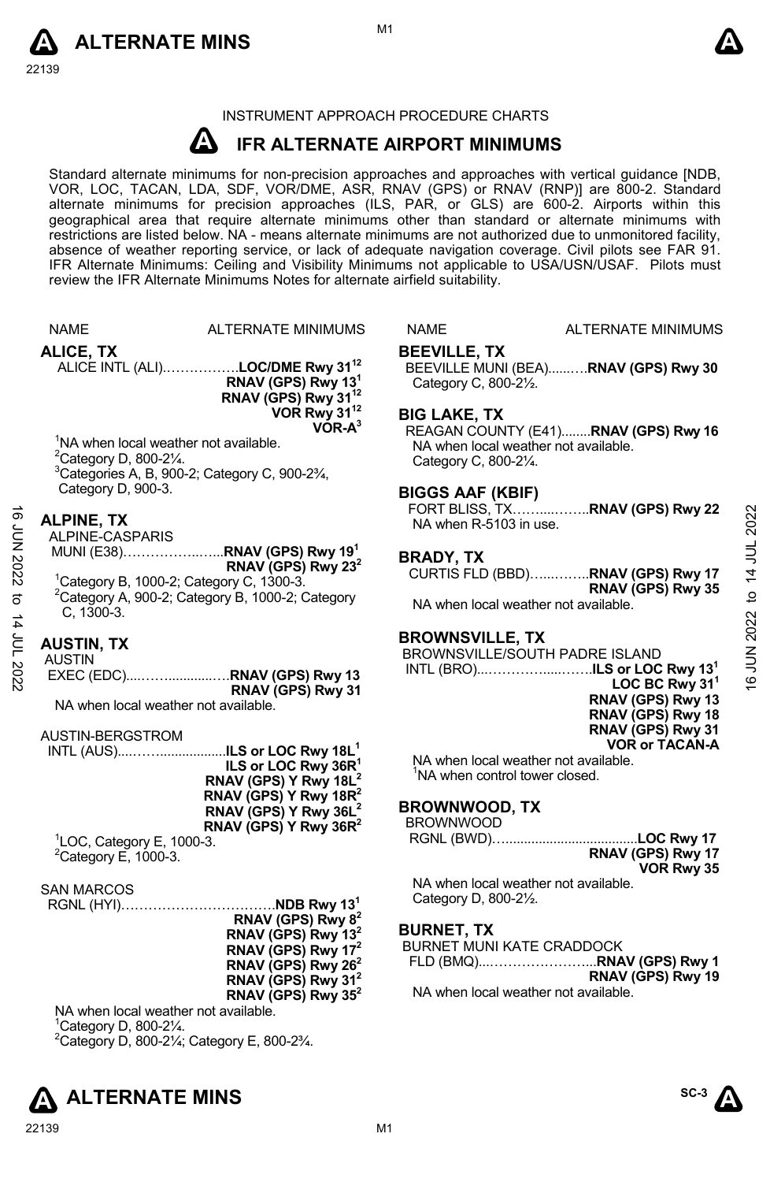INSTRUMENT APPROACH PROCEDURE CHARTS

# IFR ALTERNATE AIRPORT MINIMUMS

Standard alternate minimums for non-precision approaches and approaches with vertical guidance [NDB, VOR, LOC, TACAN, LDA, SDF, VOR/DME, ASR, RNAV (GPS) or RNAV (RNP)] are 800-2. Standard alternate minimums for precision approaches (ILS, PAR, or GLS) are 600-2. Airports within this geographical area that require alternate minimums other than standard or alternate minimums with restrictions are listed below. NA - means alternate minimums are not authorized due to unmonitored facility, absence of weather reporting service, or lack of adequate navigation coverage. Civil pilots see FAR 91. IFR Alternate Minimums: Ceiling and Visibility Minimums not applicable to USA/USN/USAF. Pilots must review the IFR Alternate Minimums Notes for alternate airfield suitability.

NAME — ALTERNATE MINIMUMS

## ALICE, TX

ALICE INTL (ALI)……………..**LOC/DME Rwy 31**[12]
**RNAV (GPS) Rwy 13**[1]
**RNAV (GPS) Rwy 31**[12]
**VOR Rwy 31**[12]
**VOR-A**[3]

[1]NA when local weather not available.
[2]Category D, 800-2¼.
[3]Categories A, B, 900-2; Category C, 900-2¾, Category D, 900-3.

## ALPINE, TX

ALPINE-CASPARIS MUNI (E38)……………..…...**RNAV (GPS) Rwy 19**[1]
**RNAV (GPS) Rwy 23**[2]

[1]Category B, 1000-2; Category C, 1300-3.
[2]Category A, 900-2; Category B, 1000-2; Category C, 1300-3.

## AUSTIN, TX

AUSTIN EXEC (EDC)....……............…**RNAV (GPS) Rwy 13**
**RNAV (GPS) Rwy 31**

NA when local weather not available.

AUSTIN-BERGSTROM INTL (AUS)....…….................**ILS or LOC Rwy 18L**[1]
**ILS or LOC Rwy 36R**[1]
**RNAV (GPS) Y Rwy 18L**[2]
**RNAV (GPS) Y Rwy 18R**[2]
**RNAV (GPS) Y Rwy 36L**[2]
**RNAV (GPS) Y Rwy 36R**[2]

[1]LOC, Category E, 1000-3.
[2]Category E, 1000-3.

SAN MARCOS RGNL (HYI)………………………….…….**NDB Rwy 13**[1]
**RNAV (GPS) Rwy 8**[2]
**RNAV (GPS) Rwy 13**[2]
**RNAV (GPS) Rwy 17**[2]
**RNAV (GPS) Rwy 26**[2]
**RNAV (GPS) Rwy 31**[2]
**RNAV (GPS) Rwy 35**[2]

NA when local weather not available.
[1]Category D, 800-2¼.
[2]Category D, 800-2¼; Category E, 800-2¾.

## BEEVILLE, TX

BEEVILLE MUNI (BEA)......….**RNAV (GPS) Rwy 30**
Category C, 800-2½.

## BIG LAKE, TX

REAGAN COUNTY (E41)........**RNAV (GPS) Rwy 16**
NA when local weather not available.
Category C, 800-2¼.

## BIGGS AAF (KBIF)

FORT BLISS, TX……....……..**RNAV (GPS) Rwy 22**
NA when R-5103 in use.

## BRADY, TX

CURTIS FLD (BBD)…...……..**RNAV (GPS) Rwy 17**
**RNAV (GPS) Rwy 35**

NA when local weather not available.

## BROWNSVILLE, TX

BROWNSVILLE/SOUTH PADRE ISLAND INTL (BRO)...……………....…….**ILS or LOC Rwy 13**[1]
**LOC BC Rwy 31**[1]
**RNAV (GPS) Rwy 13**
**RNAV (GPS) Rwy 18**
**RNAV (GPS) Rwy 31**
**VOR or TACAN-A**

NA when local weather not available.
[1]NA when control tower closed.

## BROWNWOOD, TX

BROWNWOOD RGNL (BWD)…...................................**LOC Rwy 17**
**RNAV (GPS) Rwy 17**
**VOR Rwy 35**

NA when local weather not available.
Category D, 800-2½.

## BURNET, TX

BURNET MUNI KATE CRADDOCK FLD (BMQ)....…………………...**RNAV (GPS) Rwy 1**
**RNAV (GPS) Rwy 19**

NA when local weather not available.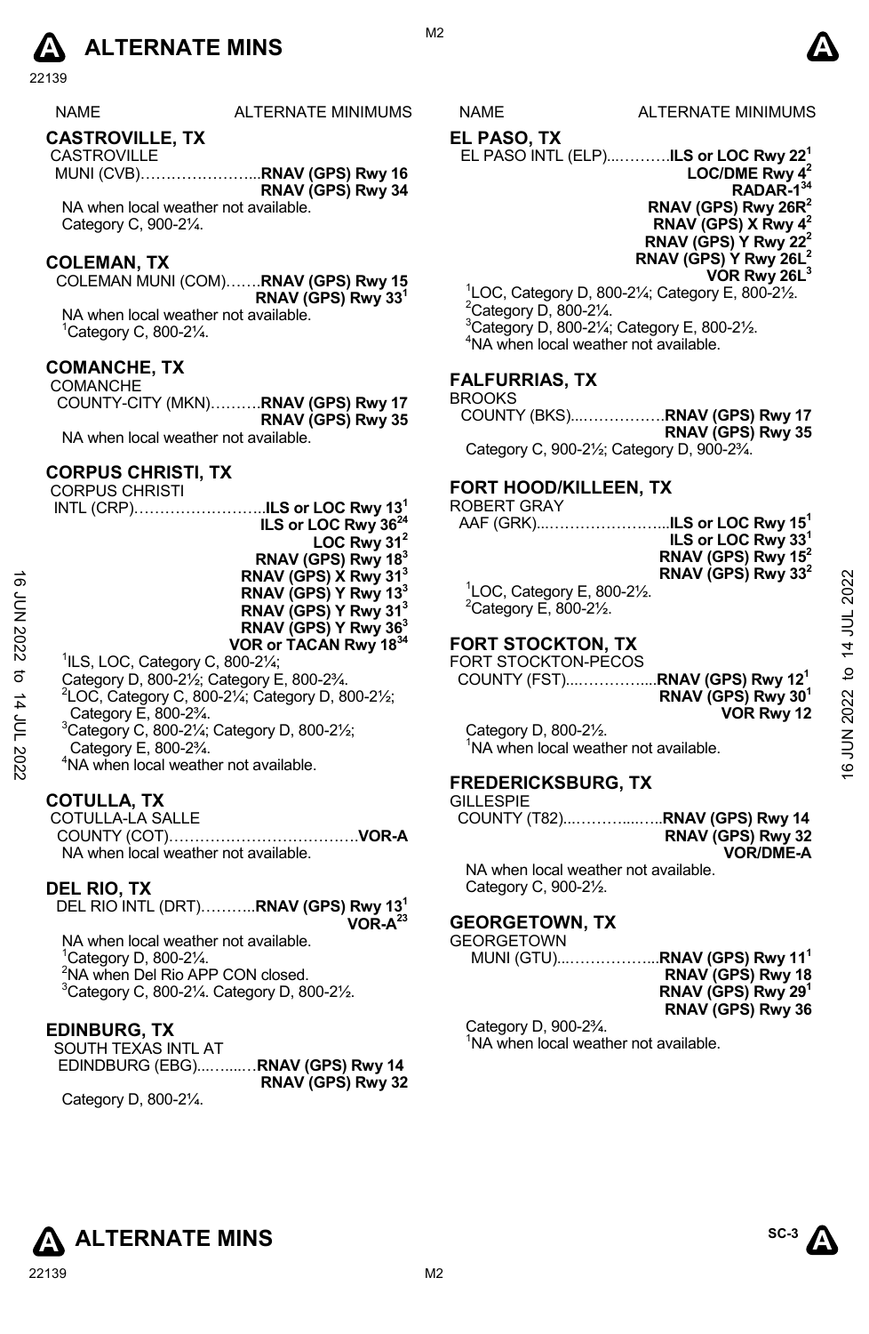**ALTERNATE MINS**

| NAME | ALTERNATE MINIMUMS |
|---|---|

## CASTROVILLE, TX

CASTROVILLE MUNI (CVB)........................**RNAV (GPS) Rwy 16**
**RNAV (GPS) Rwy 34**

NA when local weather not available.
Category C, 900-2¼.

## COLEMAN, TX

COLEMAN MUNI (COM).......**RNAV (GPS) Rwy 15**
**RNAV (GPS) Rwy 33**[1]

NA when local weather not available.
[1]Category C, 800-2¼.

## COMANCHE, TX

COMANCHE COUNTY-CITY (MKN)..........**RNAV (GPS) Rwy 17**
**RNAV (GPS) Rwy 35**

NA when local weather not available.

## CORPUS CHRISTI, TX

CORPUS CHRISTI INTL (CRP)..........................**ILS or LOC Rwy 13**[1]
**ILS or LOC Rwy 36**[24]
**LOC Rwy 31**[2]
**RNAV (GPS) Rwy 18**[3]
**RNAV (GPS) X Rwy 31**[3]
**RNAV (GPS) Y Rwy 13**[3]
**RNAV (GPS) Y Rwy 31**[3]
**RNAV (GPS) Y Rwy 36**[3]
**VOR or TACAN Rwy 18**[34]

[1]ILS, LOC, Category C, 800-2¼;
Category D, 800-2½; Category E, 800-2¾.
[2]LOC, Category C, 800-2¼; Category D, 800-2½;
Category E, 800-2¾.
[3]Category C, 800-2¼; Category D, 800-2½;
Category E, 800-2¾.
[4]NA when local weather not available.

## COTULLA, TX

COTULLA-LA SALLE COUNTY (COT)....................................**VOR-A**

NA when local weather not available.

## DEL RIO, TX

DEL RIO INTL (DRT)...........**RNAV (GPS) Rwy 13**[1]
**VOR-A**[23]

NA when local weather not available.
[1]Category D, 800-2¼.
[2]NA when Del Rio APP CON closed.
[3]Category C, 800-2¼. Category D, 800-2½.

## EDINBURG, TX

SOUTH TEXAS INTL AT EDINDBURG (EBG)...........**RNAV (GPS) Rwy 14**
**RNAV (GPS) Rwy 32**

Category D, 800-2¼.

## EL PASO, TX

EL PASO INTL (ELP).............**ILS or LOC Rwy 22**[1]
**LOC/DME Rwy 4**[2]
**RADAR-1**[34]
**RNAV (GPS) Rwy 26R**[2]
**RNAV (GPS) X Rwy 4**[2]
**RNAV (GPS) Y Rwy 22**[2]
**RNAV (GPS) Y Rwy 26L**[2]
**VOR Rwy 26L**[3]

[1]LOC, Category D, 800-2¼; Category E, 800-2½.
[2]Category D, 800-2¼.
[3]Category D, 800-2¼; Category E, 800-2½.
[4]NA when local weather not available.

## FALFURRIAS, TX

BROOKS COUNTY (BKS)....................**RNAV (GPS) Rwy 17**
**RNAV (GPS) Rwy 35**

Category C, 900-2½; Category D, 900-2¾.

## FORT HOOD/KILLEEN, TX

ROBERT GRAY AAF (GRK)..........................**ILS or LOC Rwy 15**[1]
**ILS or LOC Rwy 33**[1]
**RNAV (GPS) Rwy 15**[2]
**RNAV (GPS) Rwy 33**[2]

[1]LOC, Category E, 800-2½.
[2]Category E, 800-2½.

## FORT STOCKTON, TX

FORT STOCKTON-PECOS COUNTY (FST)....................**RNAV (GPS) Rwy 12**[1]
**RNAV (GPS) Rwy 30**[1]
**VOR Rwy 12**

Category D, 800-2½.
[1]NA when local weather not available.

## FREDERICKSBURG, TX

GILLESPIE COUNTY (T82)........................**RNAV (GPS) Rwy 14**
**RNAV (GPS) Rwy 32**
**VOR/DME-A**

NA when local weather not available.
Category C, 900-2½.

## GEORGETOWN, TX

GEORGETOWN MUNI (GTU)....................**RNAV (GPS) Rwy 11**[1]
**RNAV (GPS) Rwy 18**
**RNAV (GPS) Rwy 29**[1]
**RNAV (GPS) Rwy 36**

Category D, 900-2¾.
[1]NA when local weather not available.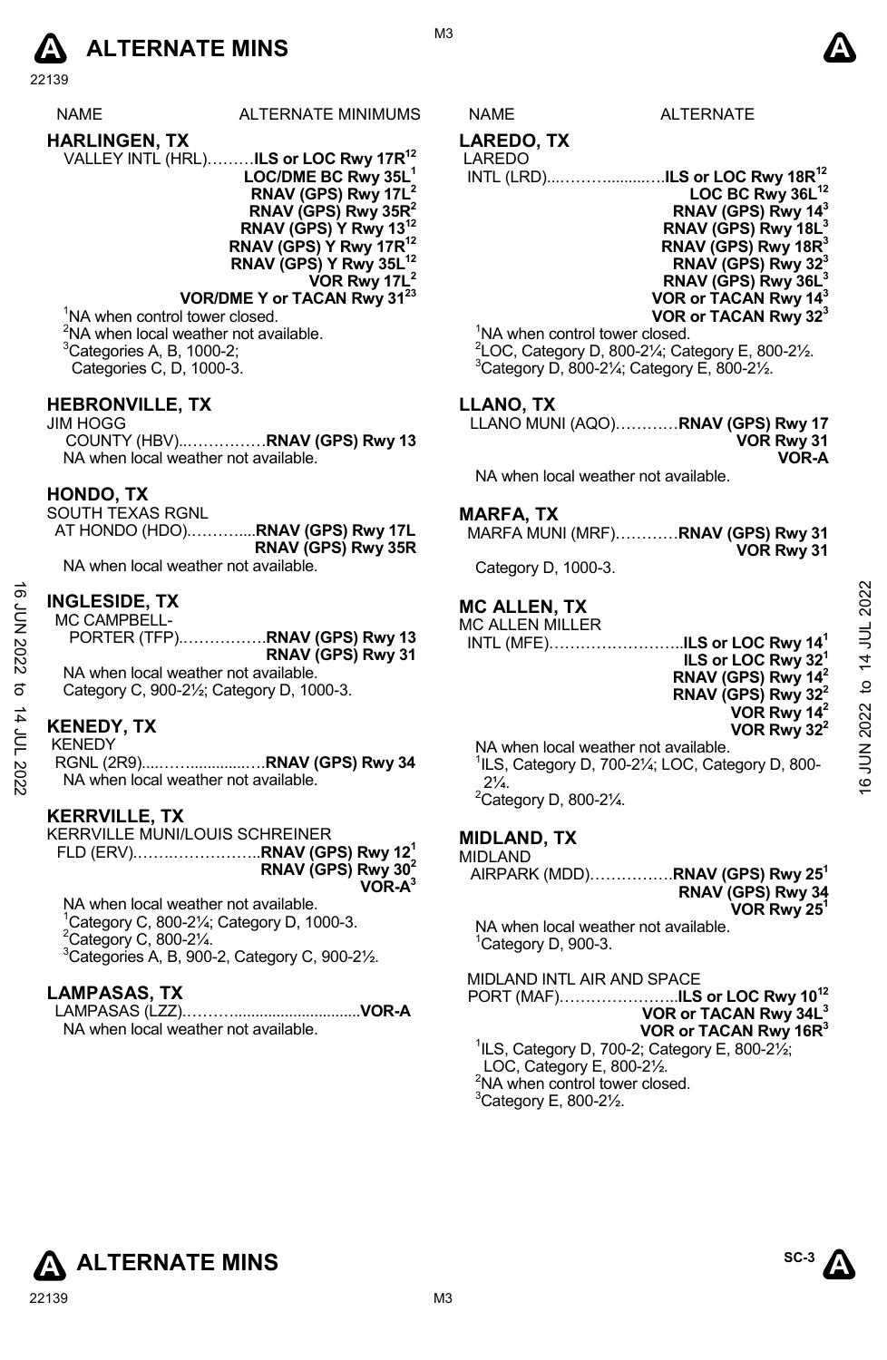# ALTERNATE MINS

| NAME | ALTERNATE MINIMUMS |
|---|---|

## HARLINGEN, TX

VALLEY INTL (HRL)………**ILS or LOC Rwy 17R[12]**
**LOC/DME BC Rwy 35L[1]**
**RNAV (GPS) Rwy 17L[2]**
**RNAV (GPS) Rwy 35R[2]**
**RNAV (GPS) Y Rwy 13[12]**
**RNAV (GPS) Y Rwy 17R[12]**
**RNAV (GPS) Y Rwy 35L[12]**
**VOR Rwy 17L[2]**
**VOR/DME Y or TACAN Rwy 31[23]**

[1]NA when control tower closed.
[2]NA when local weather not available.
[3]Categories A, B, 1000-2;
Categories C, D, 1000-3.

## HEBRONVILLE, TX

JIM HOGG
COUNTY (HBV)..……………**RNAV (GPS) Rwy 13**
NA when local weather not available.

## HONDO, TX

SOUTH TEXAS RGNL
AT HONDO (HDO)………....**RNAV (GPS) Rwy 17L**
**RNAV (GPS) Rwy 35R**
NA when local weather not available.

## INGLESIDE, TX

MC CAMPBELL-
PORTER (TFP)..…………….**RNAV (GPS) Rwy 13**
**RNAV (GPS) Rwy 31**
NA when local weather not available.
Category C, 900-2½; Category D, 1000-3.

## KENEDY, TX

KENEDY
RGNL (2R9)....……..............…**RNAV (GPS) Rwy 34**
NA when local weather not available.

## KERRVILLE, TX

KERRVILLE MUNI/LOUIS SCHREINER
FLD (ERV).……..……………..**RNAV (GPS) Rwy 12[1]**
**RNAV (GPS) Rwy 30[2]**
**VOR-A[3]**
NA when local weather not available.
[1]Category C, 800-2¼; Category D, 1000-3.
[2]Category C, 800-2¼.
[3]Categories A, B, 900-2, Category C, 900-2½.

## LAMPASAS, TX

LAMPASAS (LZZ).……….............................**VOR-A**
NA when local weather not available.

## LAREDO, TX

LAREDO
INTL (LRD)....………..........….**ILS or LOC Rwy 18R[12]**
**LOC BC Rwy 36L[12]**
**RNAV (GPS) Rwy 14[3]**
**RNAV (GPS) Rwy 18L[3]**
**RNAV (GPS) Rwy 18R[3]**
**RNAV (GPS) Rwy 32[3]**
**RNAV (GPS) Rwy 36L[3]**
**VOR or TACAN Rwy 14[3]**
**VOR or TACAN Rwy 32[3]**

[1]NA when control tower closed.
[2]LOC, Category D, 800-2¼; Category E, 800-2½.
[3]Category D, 800-2¼; Category E, 800-2½.

## LLANO, TX

LLANO MUNI (AQO)…………**RNAV (GPS) Rwy 17**
**VOR Rwy 31**
**VOR-A**
NA when local weather not available.

## MARFA, TX

MARFA MUNI (MRF)…………**RNAV (GPS) Rwy 31**
**VOR Rwy 31**
Category D, 1000-3.

## MC ALLEN, TX

MC ALLEN MILLER
INTL (MFE)……….…………….**ILS or LOC Rwy 14[1]**
**ILS or LOC Rwy 32[1]**
**RNAV (GPS) Rwy 14[2]**
**RNAV (GPS) Rwy 32[2]**
**VOR Rwy 14[2]**
**VOR Rwy 32[2]**
NA when local weather not available.
[1]ILS, Category D, 700-2¼; LOC, Category D, 800-2¼.
[2]Category D, 800-2¼.

## MIDLAND, TX

MIDLAND
AIRPARK (MDD)…………….**RNAV (GPS) Rwy 25[1]**
**RNAV (GPS) Rwy 34**
**VOR Rwy 25[1]**
NA when local weather not available.
[1]Category D, 900-3.

MIDLAND INTL AIR AND SPACE
PORT (MAF)…………………..**ILS or LOC Rwy 10[12]**
**VOR or TACAN Rwy 34L[3]**
**VOR or TACAN Rwy 16R[3]**
[1]ILS, Category D, 700-2; Category E, 800-2½;
LOC, Category E, 800-2½.
[2]NA when control tower closed.
[3]Category E, 800-2½.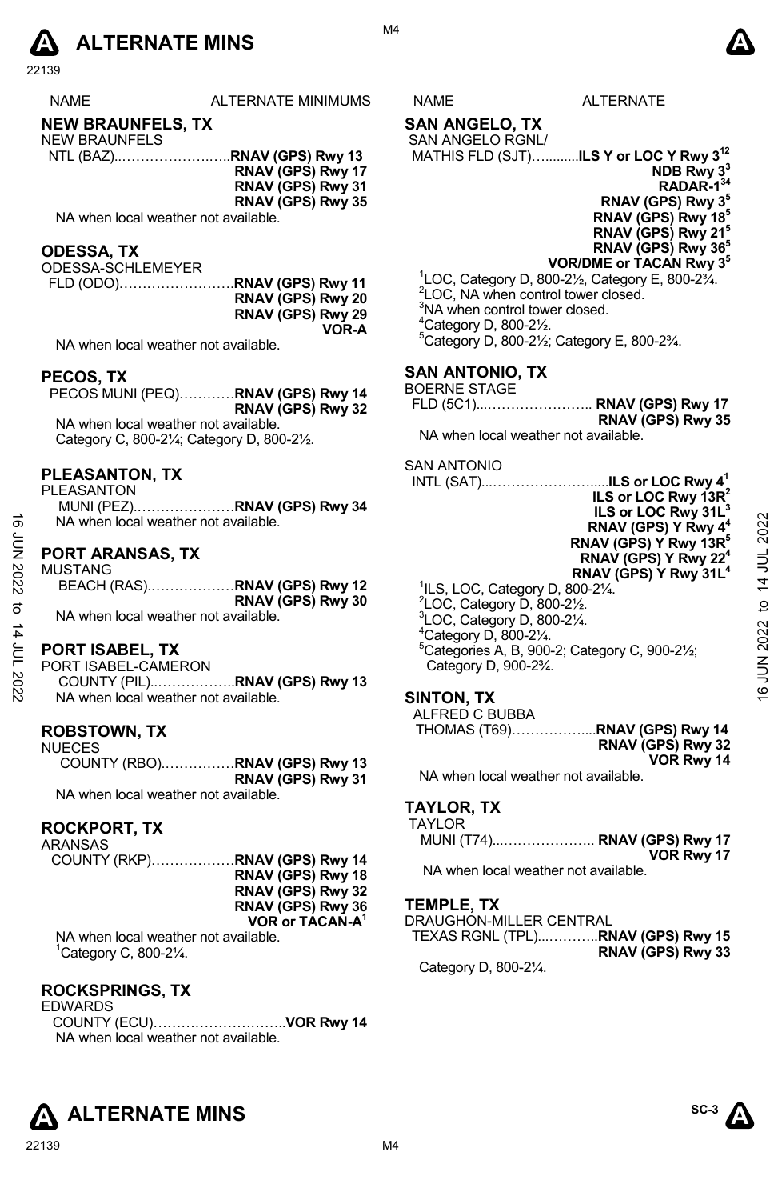# ALTERNATE MINS

| NAME | ALTERNATE MINIMUMS |
|---|---|

## NEW BRAUNFELS, TX

NEW BRAUNFELS
NTL (BAZ)........................**RNAV (GPS) Rwy 13**
**RNAV (GPS) Rwy 17**
**RNAV (GPS) Rwy 31**
**RNAV (GPS) Rwy 35**

NA when local weather not available.

## ODESSA, TX

ODESSA-SCHLEMEYER
FLD (ODO)........................**RNAV (GPS) Rwy 11**
**RNAV (GPS) Rwy 20**
**RNAV (GPS) Rwy 29**
**VOR-A**

NA when local weather not available.

## PECOS, TX

PECOS MUNI (PEQ)............**RNAV (GPS) Rwy 14**
**RNAV (GPS) Rwy 32**

NA when local weather not available.
Category C, 800-2¼; Category D, 800-2½.

## PLEASANTON, TX

PLEASANTON
MUNI (PEZ)......................**RNAV (GPS) Rwy 34**

NA when local weather not available.

## PORT ARANSAS, TX

MUSTANG
BEACH (RAS)...................**RNAV (GPS) Rwy 12**
**RNAV (GPS) Rwy 30**

NA when local weather not available.

## PORT ISABEL, TX

PORT ISABEL-CAMERON
COUNTY (PIL)..................**RNAV (GPS) Rwy 13**

NA when local weather not available.

## ROBSTOWN, TX

NUECES
COUNTY (RBO)................**RNAV (GPS) Rwy 13**
**RNAV (GPS) Rwy 31**

NA when local weather not available.

## ROCKPORT, TX

ARANSAS
COUNTY (RKP)..................**RNAV (GPS) Rwy 14**
**RNAV (GPS) Rwy 18**
**RNAV (GPS) Rwy 32**
**RNAV (GPS) Rwy 36**
**VOR or TACAN-A**[1]

NA when local weather not available.
[1]Category C, 800-2¼.

## ROCKSPRINGS, TX

EDWARDS
COUNTY (ECU)............................**VOR Rwy 14**

NA when local weather not available.

| NAME | ALTERNATE |
|---|---|

## SAN ANGELO, TX

SAN ANGELO RGNL/
MATHIS FLD (SJT)............**ILS Y or LOC Y Rwy 3**[12]
**NDB Rwy 3**[3]
**RADAR-1**[34]
**RNAV (GPS) Rwy 3**[5]
**RNAV (GPS) Rwy 18**[5]
**RNAV (GPS) Rwy 21**[5]
**RNAV (GPS) Rwy 36**[5]
**VOR/DME or TACAN Rwy 3**[5]

[1]LOC, Category D, 800-2½, Category E, 800-2¾.
[2]LOC, NA when control tower closed.
[3]NA when control tower closed.
[4]Category D, 800-2½.
[5]Category D, 800-2½; Category E, 800-2¾.

## SAN ANTONIO, TX

BOERNE STAGE
FLD (5C1)........................ **RNAV (GPS) Rwy 17**
**RNAV (GPS) Rwy 35**

NA when local weather not available.

SAN ANTONIO
INTL (SAT)..............................**ILS or LOC Rwy 4**[1]
**ILS or LOC Rwy 13R**[2]
**ILS or LOC Rwy 31L**[3]
**RNAV (GPS) Y Rwy 4**[4]
**RNAV (GPS) Y Rwy 13R**[5]
**RNAV (GPS) Y Rwy 22**[4]
**RNAV (GPS) Y Rwy 31L**[4]

[1]ILS, LOC, Category D, 800-2¼.
[2]LOC, Category D, 800-2½.
[3]LOC, Category D, 800-2¼.
[4]Category D, 800-2¼.
[5]Categories A, B, 900-2; Category C, 900-2½; Category D, 900-2¾.

## SINTON, TX

ALFRED C BUBBA
THOMAS (T69)..................**RNAV (GPS) Rwy 14**
**RNAV (GPS) Rwy 32**
**VOR Rwy 14**

NA when local weather not available.

## TAYLOR, TX

TAYLOR
MUNI (T74)...................... **RNAV (GPS) Rwy 17**
**VOR Rwy 17**

NA when local weather not available.

## TEMPLE, TX

DRAUGHON-MILLER CENTRAL
TEXAS RGNL (TPL)..............**RNAV (GPS) Rwy 15**
**RNAV (GPS) Rwy 33**

Category D, 800-2¼.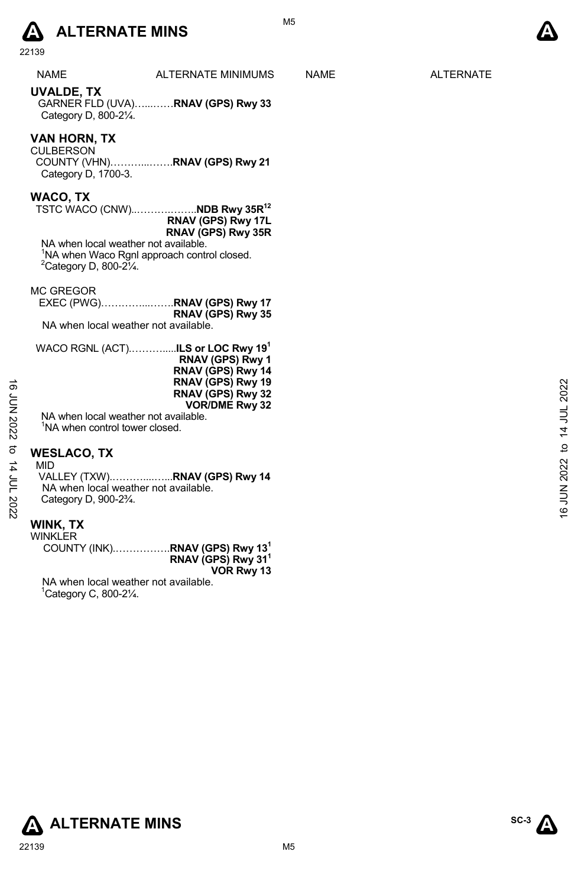# ALTERNATE MINS

| NAME | ALTERNATE MINIMUMS | NAME | ALTERNATE |
|---|---|---|---|

## UVALDE, TX

GARNER FLD (UVA)……..……**RNAV (GPS) Rwy 33**
Category D, 800-2¼.

## VAN HORN, TX

CULBERSON
COUNTY (VHN)………...…….**RNAV (GPS) Rwy 21**
Category D, 1700-3.

## WACO, TX

TSTC WACO (CNW)..……….……..**NDB Rwy 35R**[12]
**RNAV (GPS) Rwy 17L**
**RNAV (GPS) Rwy 35R**

NA when local weather not available.
[1]NA when Waco Rgnl approach control closed.
[2]Category D, 800-2¼.

MC GREGOR
EXEC (PWG)…………...…….**RNAV (GPS) Rwy 17**
**RNAV (GPS) Rwy 35**

NA when local weather not available.

WACO RGNL (ACT)………....**ILS or LOC Rwy 19**[1]
**RNAV (GPS) Rwy 1**
**RNAV (GPS) Rwy 14**
**RNAV (GPS) Rwy 19**
**RNAV (GPS) Rwy 32**
**VOR/DME Rwy 32**

NA when local weather not available.
[1]NA when control tower closed.

## WESLACO, TX

MID
VALLEY (TXW)………...…...**RNAV (GPS) Rwy 14**
NA when local weather not available.
Category D, 900-2¾.

## WINK, TX

WINKLER
COUNTY (INK)……………..**RNAV (GPS) Rwy 13**[1]
**RNAV (GPS) Rwy 31**[1]
**VOR Rwy 13**

NA when local weather not available.
[1]Category C, 800-2¼.